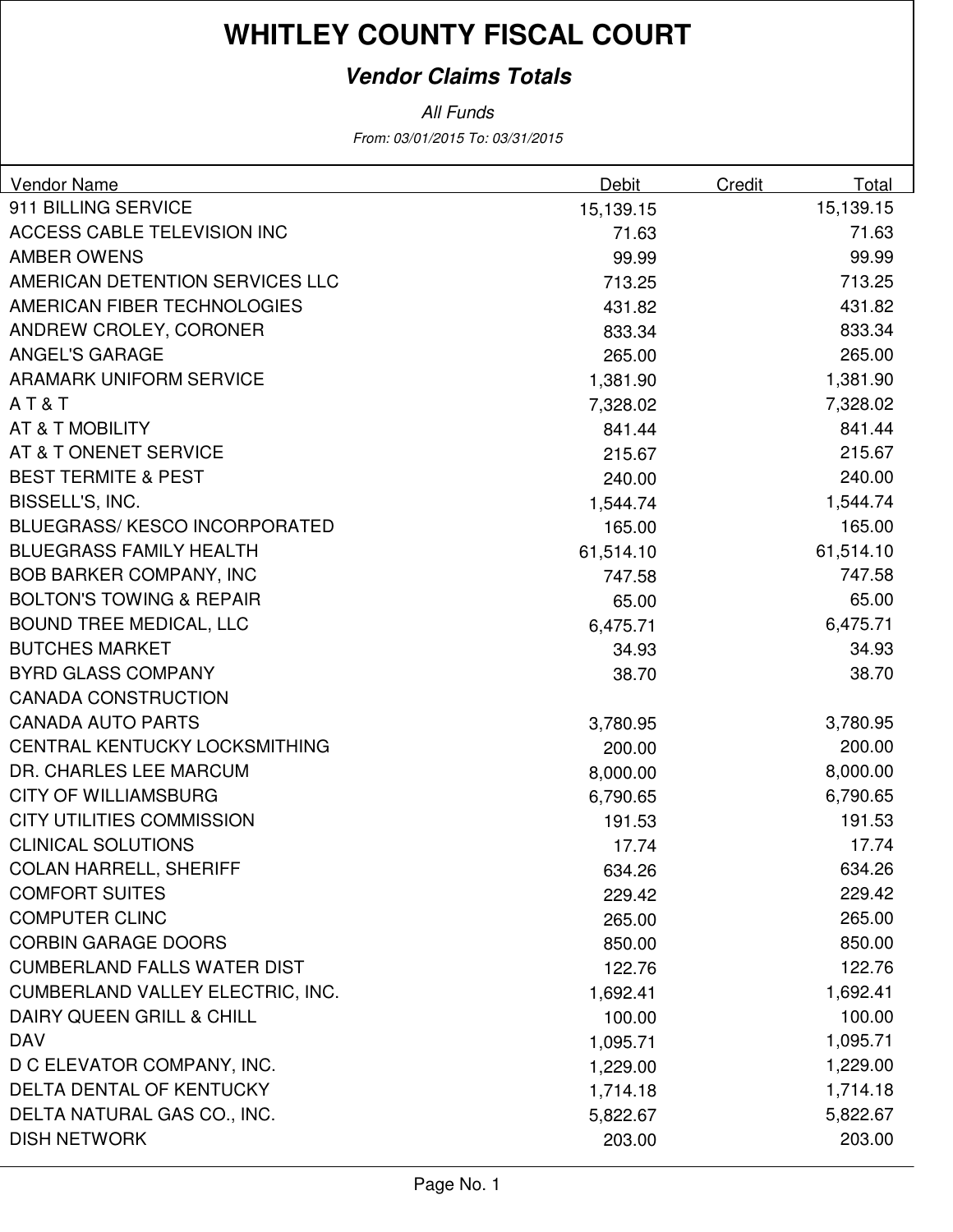# WHITLEY COUNTY FISCAL COURT

## *Vendor Claims Totals*

*All Funds*

*From: 03/01/2015 To: 03/31/2015*

| Vendor Name | Debit | Credit | Total |
|---|---|---|---|
| 911 BILLING SERVICE | 15,139.15 | | 15,139.15 |
| ACCESS CABLE TELEVISION INC | 71.63 | | 71.63 |
| AMBER OWENS | 99.99 | | 99.99 |
| AMERICAN DETENTION SERVICES LLC | 713.25 | | 713.25 |
| AMERICAN FIBER TECHNOLOGIES | 431.82 | | 431.82 |
| ANDREW CROLEY, CORONER | 833.34 | | 833.34 |
| ANGEL'S GARAGE | 265.00 | | 265.00 |
| ARAMARK UNIFORM SERVICE | 1,381.90 | | 1,381.90 |
| A T & T | 7,328.02 | | 7,328.02 |
| AT & T MOBILITY | 841.44 | | 841.44 |
| AT & T ONENET SERVICE | 215.67 | | 215.67 |
| BEST TERMITE & PEST | 240.00 | | 240.00 |
| BISSELL'S, INC. | 1,544.74 | | 1,544.74 |
| BLUEGRASS/ KESCO INCORPORATED | 165.00 | | 165.00 |
| BLUEGRASS FAMILY HEALTH | 61,514.10 | | 61,514.10 |
| BOB BARKER COMPANY, INC | 747.58 | | 747.58 |
| BOLTON'S TOWING & REPAIR | 65.00 | | 65.00 |
| BOUND TREE MEDICAL, LLC | 6,475.71 | | 6,475.71 |
| BUTCHES MARKET | 34.93 | | 34.93 |
| BYRD GLASS COMPANY | 38.70 | | 38.70 |
| CANADA CONSTRUCTION | | | |
| CANADA AUTO PARTS | 3,780.95 | | 3,780.95 |
| CENTRAL KENTUCKY LOCKSMITHING | 200.00 | | 200.00 |
| DR. CHARLES LEE MARCUM | 8,000.00 | | 8,000.00 |
| CITY OF WILLIAMSBURG | 6,790.65 | | 6,790.65 |
| CITY UTILITIES COMMISSION | 191.53 | | 191.53 |
| CLINICAL SOLUTIONS | 17.74 | | 17.74 |
| COLAN HARRELL, SHERIFF | 634.26 | | 634.26 |
| COMFORT SUITES | 229.42 | | 229.42 |
| COMPUTER CLINC | 265.00 | | 265.00 |
| CORBIN GARAGE DOORS | 850.00 | | 850.00 |
| CUMBERLAND FALLS WATER DIST | 122.76 | | 122.76 |
| CUMBERLAND VALLEY ELECTRIC, INC. | 1,692.41 | | 1,692.41 |
| DAIRY QUEEN GRILL & CHILL | 100.00 | | 100.00 |
| DAV | 1,095.71 | | 1,095.71 |
| D C ELEVATOR COMPANY, INC. | 1,229.00 | | 1,229.00 |
| DELTA DENTAL OF KENTUCKY | 1,714.18 | | 1,714.18 |
| DELTA NATURAL GAS CO., INC. | 5,822.67 | | 5,822.67 |
| DISH NETWORK | 203.00 | | 203.00 |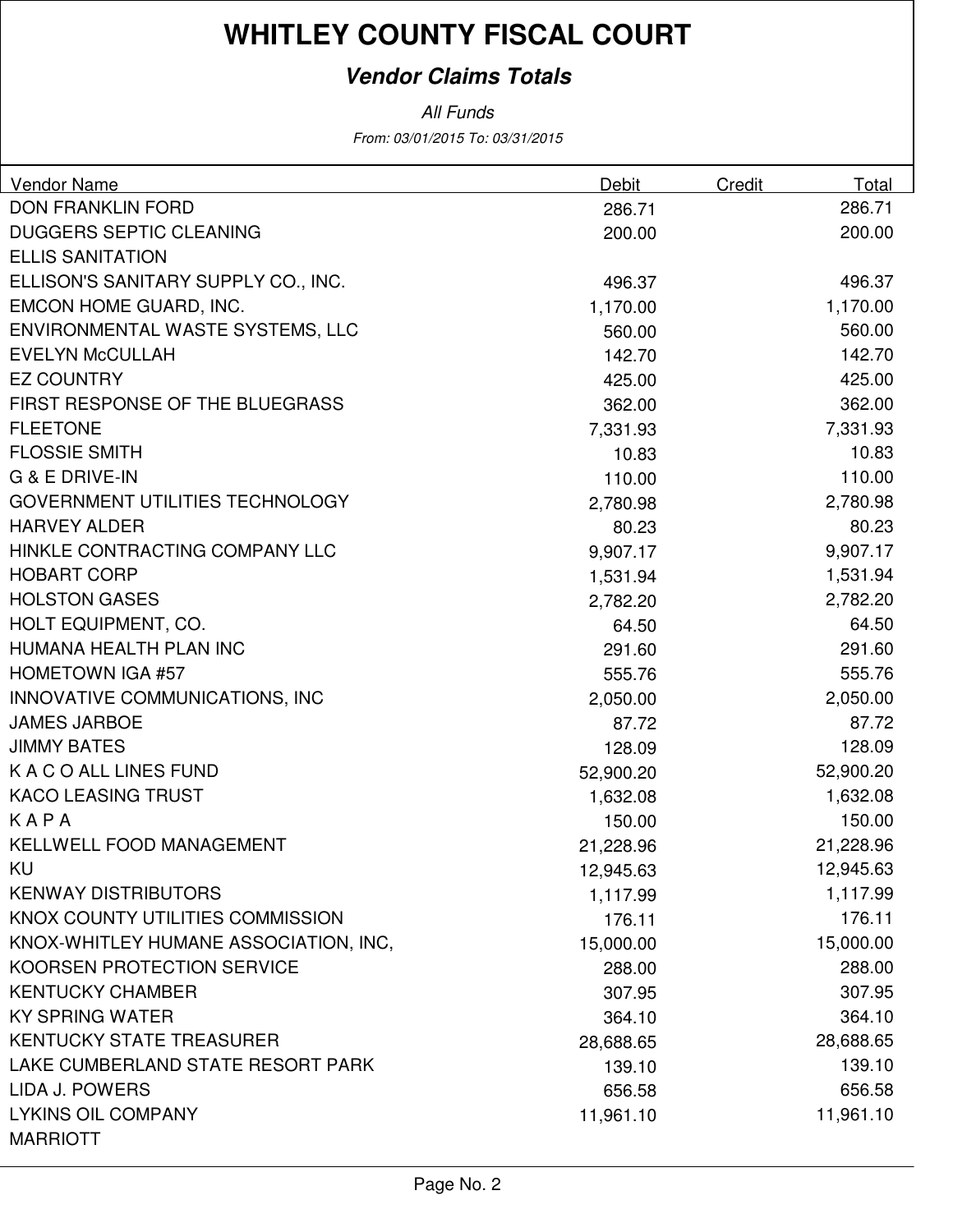# WHITLEY COUNTY FISCAL COURT

## *Vendor Claims Totals*

*All Funds*

*From: 03/01/2015 To: 03/31/2015*

| Vendor Name | Debit | Credit | Total |
|---|---|---|---|
| DON FRANKLIN FORD | 286.71 | | 286.71 |
| DUGGERS SEPTIC CLEANING | 200.00 | | 200.00 |
| ELLIS SANITATION | | | |
| ELLISON'S SANITARY SUPPLY CO., INC. | 496.37 | | 496.37 |
| EMCON HOME GUARD, INC. | 1,170.00 | | 1,170.00 |
| ENVIRONMENTAL WASTE SYSTEMS, LLC | 560.00 | | 560.00 |
| EVELYN McCULLAH | 142.70 | | 142.70 |
| EZ COUNTRY | 425.00 | | 425.00 |
| FIRST RESPONSE OF THE BLUEGRASS | 362.00 | | 362.00 |
| FLEETONE | 7,331.93 | | 7,331.93 |
| FLOSSIE SMITH | 10.83 | | 10.83 |
| G & E DRIVE-IN | 110.00 | | 110.00 |
| GOVERNMENT UTILITIES TECHNOLOGY | 2,780.98 | | 2,780.98 |
| HARVEY ALDER | 80.23 | | 80.23 |
| HINKLE CONTRACTING COMPANY LLC | 9,907.17 | | 9,907.17 |
| HOBART CORP | 1,531.94 | | 1,531.94 |
| HOLSTON GASES | 2,782.20 | | 2,782.20 |
| HOLT EQUIPMENT, CO. | 64.50 | | 64.50 |
| HUMANA HEALTH PLAN INC | 291.60 | | 291.60 |
| HOMETOWN IGA #57 | 555.76 | | 555.76 |
| INNOVATIVE COMMUNICATIONS, INC | 2,050.00 | | 2,050.00 |
| JAMES JARBOE | 87.72 | | 87.72 |
| JIMMY BATES | 128.09 | | 128.09 |
| K A C O ALL LINES FUND | 52,900.20 | | 52,900.20 |
| KACO LEASING TRUST | 1,632.08 | | 1,632.08 |
| K A P A | 150.00 | | 150.00 |
| KELLWELL FOOD MANAGEMENT | 21,228.96 | | 21,228.96 |
| KU | 12,945.63 | | 12,945.63 |
| KENWAY DISTRIBUTORS | 1,117.99 | | 1,117.99 |
| KNOX COUNTY UTILITIES COMMISSION | 176.11 | | 176.11 |
| KNOX-WHITLEY HUMANE ASSOCIATION, INC, | 15,000.00 | | 15,000.00 |
| KOORSEN PROTECTION SERVICE | 288.00 | | 288.00 |
| KENTUCKY CHAMBER | 307.95 | | 307.95 |
| KY SPRING WATER | 364.10 | | 364.10 |
| KENTUCKY STATE TREASURER | 28,688.65 | | 28,688.65 |
| LAKE CUMBERLAND STATE RESORT PARK | 139.10 | | 139.10 |
| LIDA J. POWERS | 656.58 | | 656.58 |
| LYKINS OIL COMPANY | 11,961.10 | | 11,961.10 |
| MARRIOTT | | | |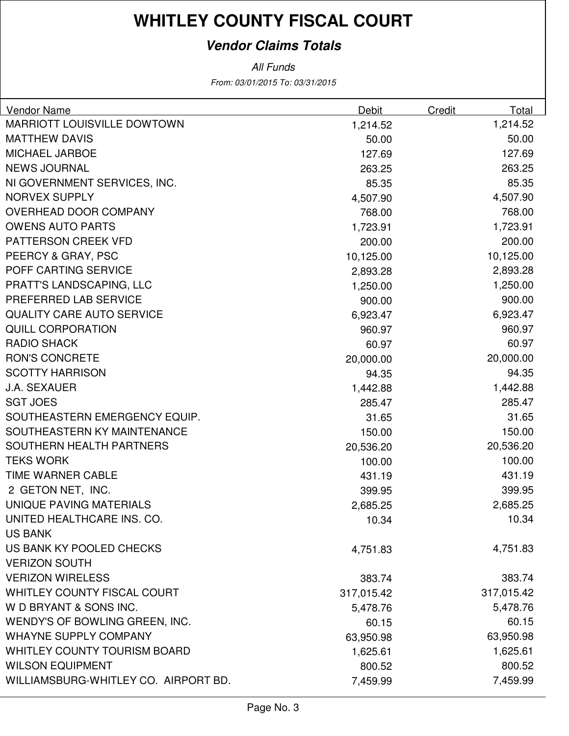// Wait — no. Just produce.

# WHITLEY COUNTY FISCAL COURT

## *Vendor Claims Totals*

*All Funds*

*From: 03/01/2015 To: 03/31/2015*

| Vendor Name | Debit | Credit | Total |
|---|---|---|---|
| MARRIOTT LOUISVILLE DOWTOWN | 1,214.52 | | 1,214.52 |
| MATTHEW DAVIS | 50.00 | | 50.00 |
| MICHAEL JARBOE | 127.69 | | 127.69 |
| NEWS JOURNAL | 263.25 | | 263.25 |
| NI GOVERNMENT SERVICES, INC. | 85.35 | | 85.35 |
| NORVEX SUPPLY | 4,507.90 | | 4,507.90 |
| OVERHEAD DOOR COMPANY | 768.00 | | 768.00 |
| OWENS AUTO PARTS | 1,723.91 | | 1,723.91 |
| PATTERSON CREEK VFD | 200.00 | | 200.00 |
| PEERCY & GRAY, PSC | 10,125.00 | | 10,125.00 |
| POFF CARTING SERVICE | 2,893.28 | | 2,893.28 |
| PRATT'S LANDSCAPING, LLC | 1,250.00 | | 1,250.00 |
| PREFERRED LAB SERVICE | 900.00 | | 900.00 |
| QUALITY CARE AUTO SERVICE | 6,923.47 | | 6,923.47 |
| QUILL CORPORATION | 960.97 | | 960.97 |
| RADIO SHACK | 60.97 | | 60.97 |
| RON'S CONCRETE | 20,000.00 | | 20,000.00 |
| SCOTTY HARRISON | 94.35 | | 94.35 |
| J.A. SEXAUER | 1,442.88 | | 1,442.88 |
| SGT JOES | 285.47 | | 285.47 |
| SOUTHEASTERN EMERGENCY EQUIP. | 31.65 | | 31.65 |
| SOUTHEASTERN KY MAINTENANCE | 150.00 | | 150.00 |
| SOUTHERN HEALTH PARTNERS | 20,536.20 | | 20,536.20 |
| TEKS WORK | 100.00 | | 100.00 |
| TIME WARNER CABLE | 431.19 | | 431.19 |
| 2 GETON NET, INC. | 399.95 | | 399.95 |
| UNIQUE PAVING MATERIALS | 2,685.25 | | 2,685.25 |
| UNITED HEALTHCARE INS. CO. | 10.34 | | 10.34 |
| US BANK | | | |
| US BANK KY POOLED CHECKS | 4,751.83 | | 4,751.83 |
| VERIZON SOUTH | | | |
| VERIZON WIRELESS | 383.74 | | 383.74 |
| WHITLEY COUNTY FISCAL COURT | 317,015.42 | | 317,015.42 |
| W D BRYANT & SONS INC. | 5,478.76 | | 5,478.76 |
| WENDY'S OF BOWLING GREEN, INC. | 60.15 | | 60.15 |
| WHAYNE SUPPLY COMPANY | 63,950.98 | | 63,950.98 |
| WHITLEY COUNTY TOURISM BOARD | 1,625.61 | | 1,625.61 |
| WILSON EQUIPMENT | 800.52 | | 800.52 |
| WILLIAMSBURG-WHITLEY CO. AIRPORT BD. | 7,459.99 | | 7,459.99 |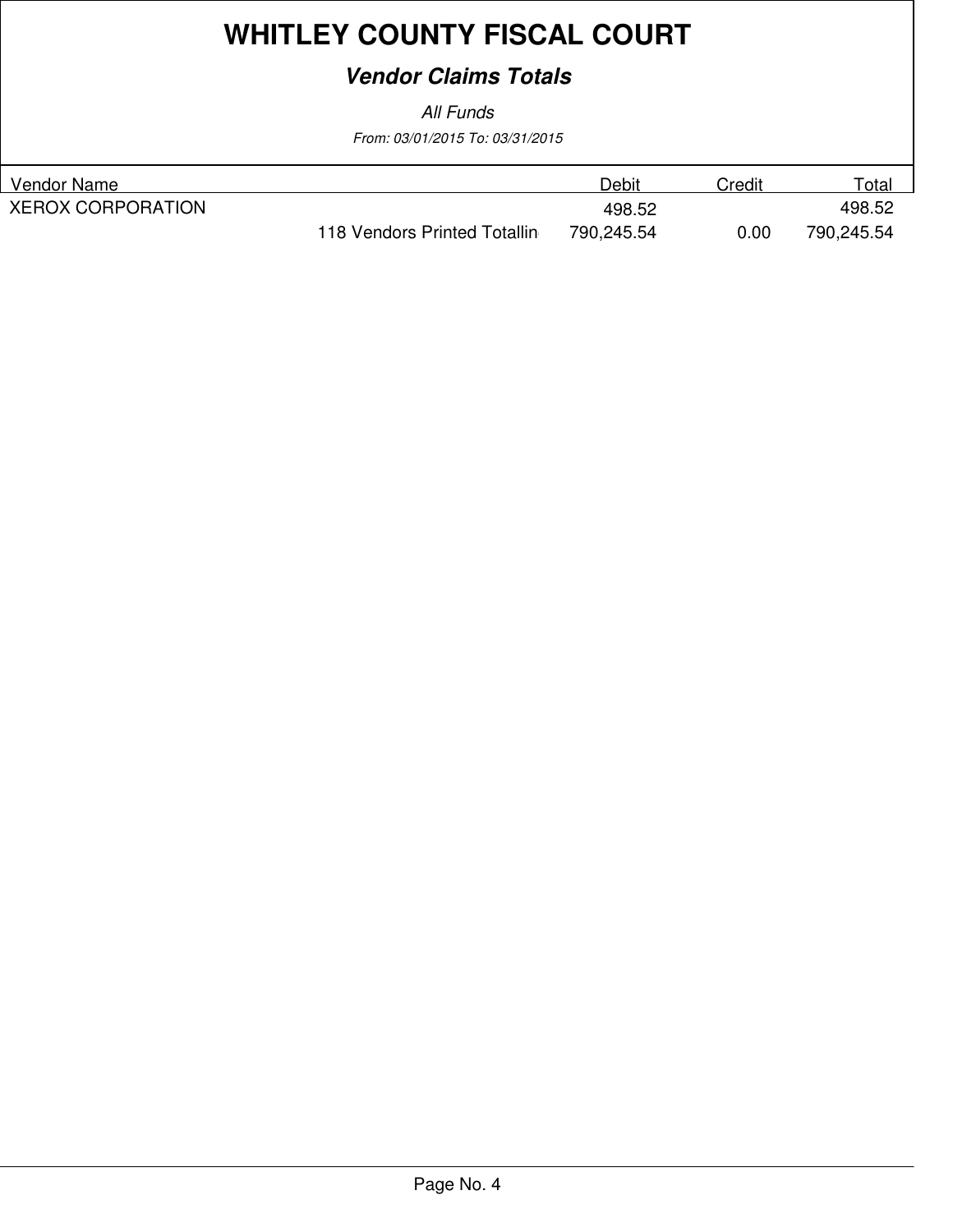# WHITLEY COUNTY FISCAL COURT

***Vendor Claims Totals***

*All Funds*

*From: 03/01/2015 To: 03/31/2015*

| Vendor Name | | Debit | Credit | Total |
|---|---|---|---|---|
| XEROX CORPORATION | | 498.52 | | 498.52 |
| | 118 Vendors Printed Totallin | 790,245.54 | 0.00 | 790,245.54 |